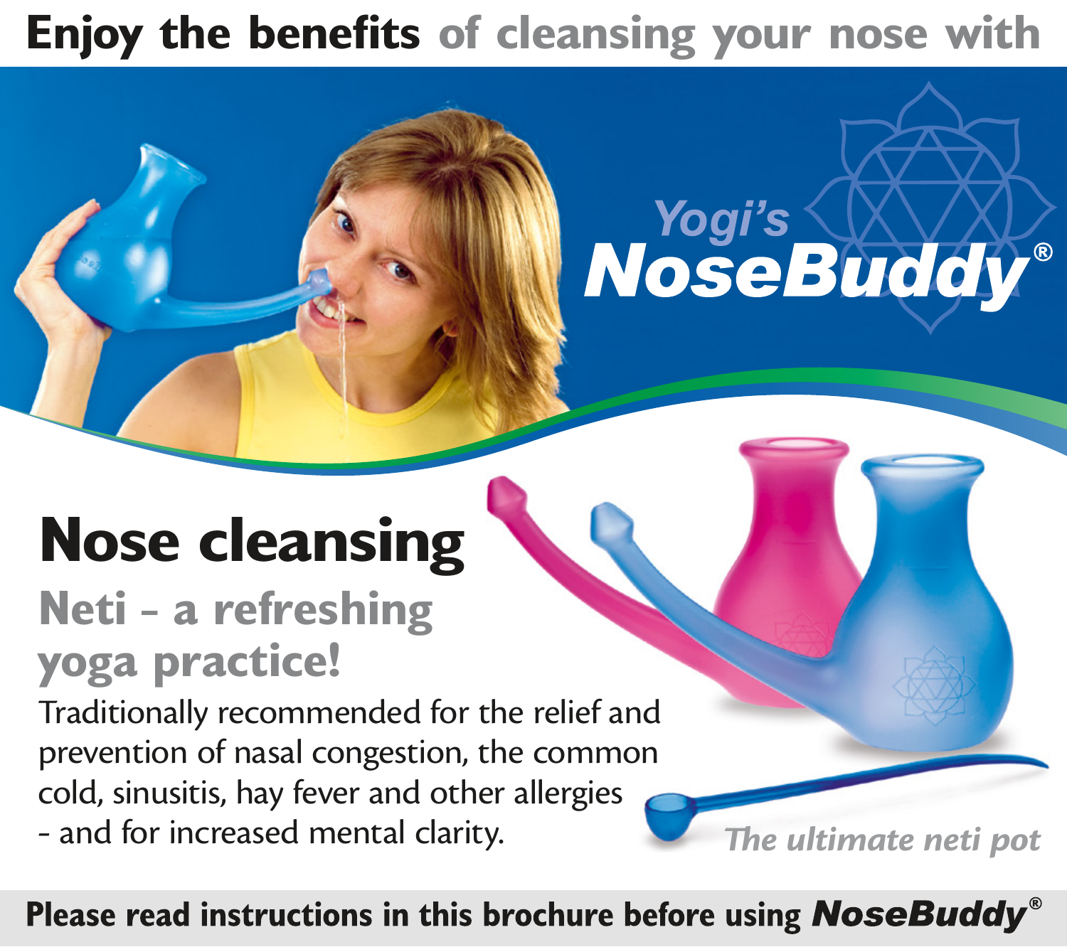# Enjoy the benefits of cleansing your nose with

Yogi's **NoseBuddy**®

## Nose cleansing

### Neti – a refreshing yoga practice!

Traditionally recommended for the relief and prevention of nasal congestion, the common cold, sinusitis, hay fever and other allergies - and for increased mental clarity.

*The ultimate neti pot*

**Please read instructions in this brochure before using *NoseBuddy*®**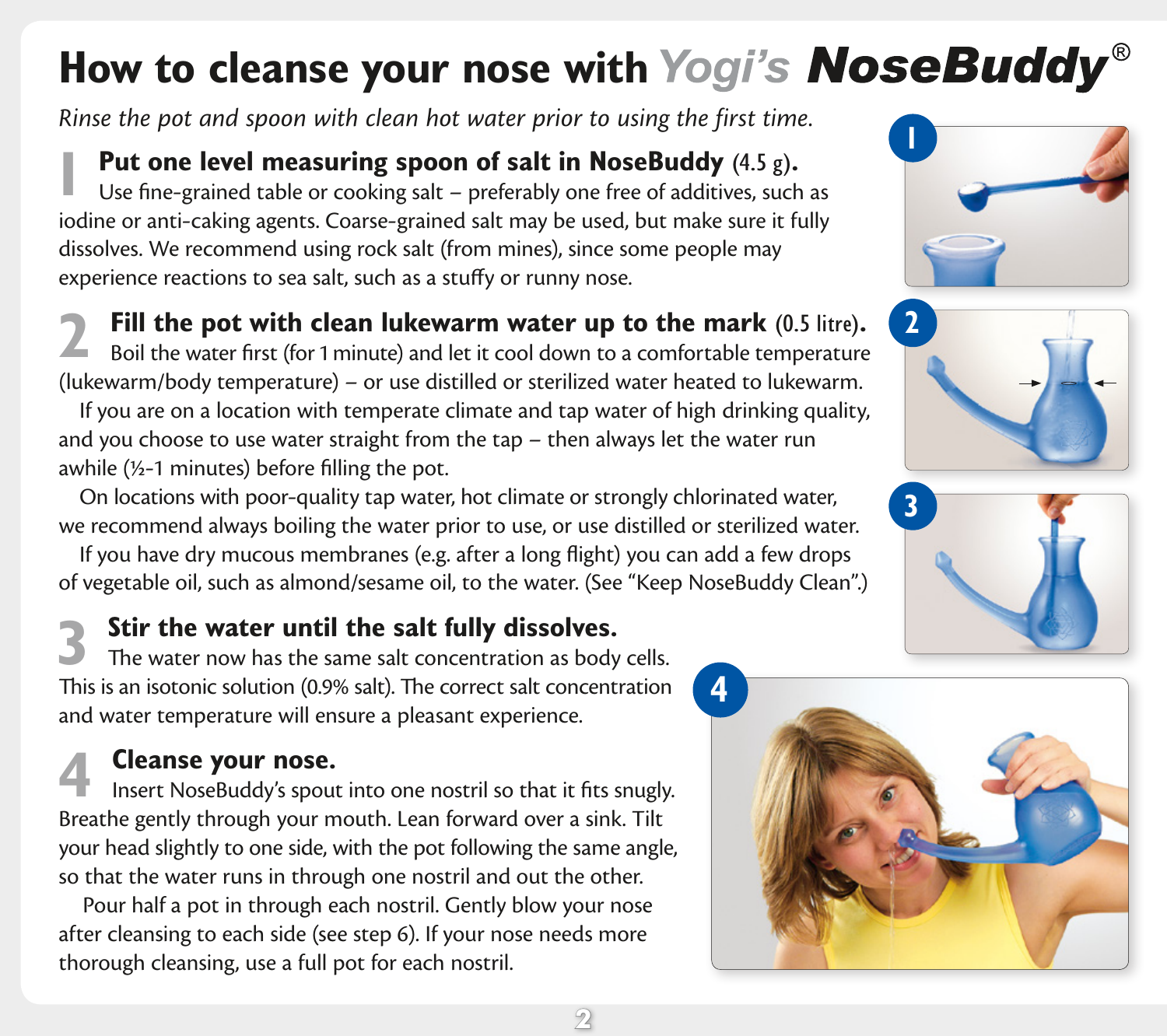# How to cleanse your nose with *Yogi's* **NoseBuddy®**

*Rinse the pot and spoon with clean hot water prior to using the first time.*

## 1 Put one level measuring spoon of salt in NoseBuddy (4.5 g).

Use fine-grained table or cooking salt – preferably one free of additives, such as iodine or anti-caking agents. Coarse-grained salt may be used, but make sure it fully dissolves. We recommend using rock salt (from mines), since some people may experience reactions to sea salt, such as a stuffy or runny nose.

## 2 Fill the pot with clean lukewarm water up to the mark (0.5 litre).

Boil the water first (for 1 minute) and let it cool down to a comfortable temperature (lukewarm/body temperature) – or use distilled or sterilized water heated to lukewarm.

If you are on a location with temperate climate and tap water of high drinking quality, and you choose to use water straight from the tap – then always let the water run awhile (½-1 minutes) before filling the pot.

On locations with poor-quality tap water, hot climate or strongly chlorinated water, we recommend always boiling the water prior to use, or use distilled or sterilized water.

If you have dry mucous membranes (e.g. after a long flight) you can add a few drops of vegetable oil, such as almond/sesame oil, to the water. (See "Keep NoseBuddy Clean".)

## 3 Stir the water until the salt fully dissolves.

The water now has the same salt concentration as body cells. This is an isotonic solution (0.9% salt). The correct salt concentration and water temperature will ensure a pleasant experience.

## 4 Cleanse your nose.

Insert NoseBuddy's spout into one nostril so that it fits snugly. Breathe gently through your mouth. Lean forward over a sink. Tilt your head slightly to one side, with the pot following the same angle, so that the water runs in through one nostril and out the other.

Pour half a pot in through each nostril. Gently blow your nose after cleansing to each side (see step 6). If your nose needs more thorough cleansing, use a full pot for each nostril.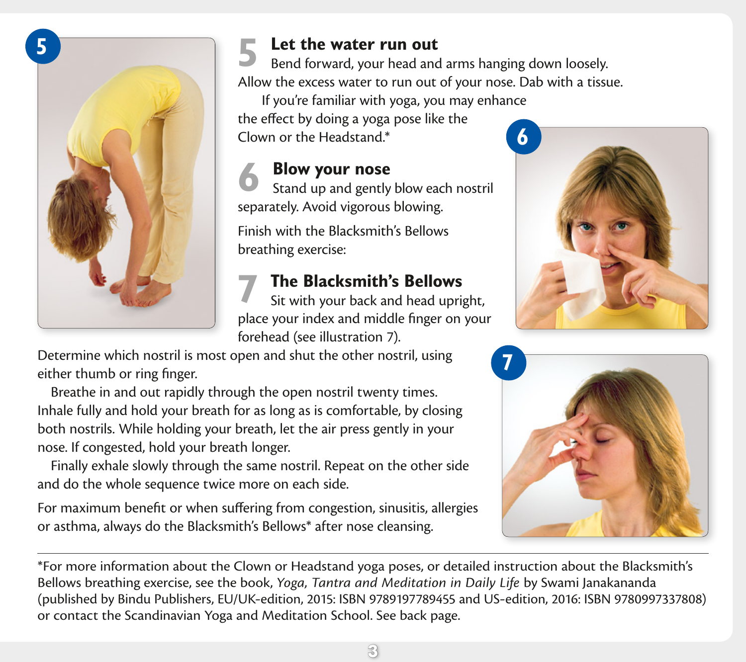## 5 Let the water run out

Bend forward, your head and arms hanging down loosely. Allow the excess water to run out of your nose. Dab with a tissue.

If you're familiar with yoga, you may enhance the effect by doing a yoga pose like the Clown or the Headstand.*

## 6 Blow your nose

Stand up and gently blow each nostril separately. Avoid vigorous blowing.

Finish with the Blacksmith's Bellows breathing exercise:

## 7 The Blacksmith's Bellows

Sit with your back and head upright, place your index and middle finger on your forehead (see illustration 7).

Determine which nostril is most open and shut the other nostril, using either thumb or ring finger.

Breathe in and out rapidly through the open nostril twenty times. Inhale fully and hold your breath for as long as is comfortable, by closing both nostrils. While holding your breath, let the air press gently in your nose. If congested, hold your breath longer.

Finally exhale slowly through the same nostril. Repeat on the other side and do the whole sequence twice more on each side.

For maximum benefit or when suffering from congestion, sinusitis, allergies or asthma, always do the Blacksmith's Bellows* after nose cleansing.

---

*For more information about the Clown or Headstand yoga poses, or detailed instruction about the Blacksmith's Bellows breathing exercise, see the book, *Yoga, Tantra and Meditation in Daily Life* by Swami Janakananda (published by Bindu Publishers, EU/UK-edition, 2015: ISBN 9789197789455 and US-edition, 2016: ISBN 9780997337808) or contact the Scandinavian Yoga and Meditation School. See back page.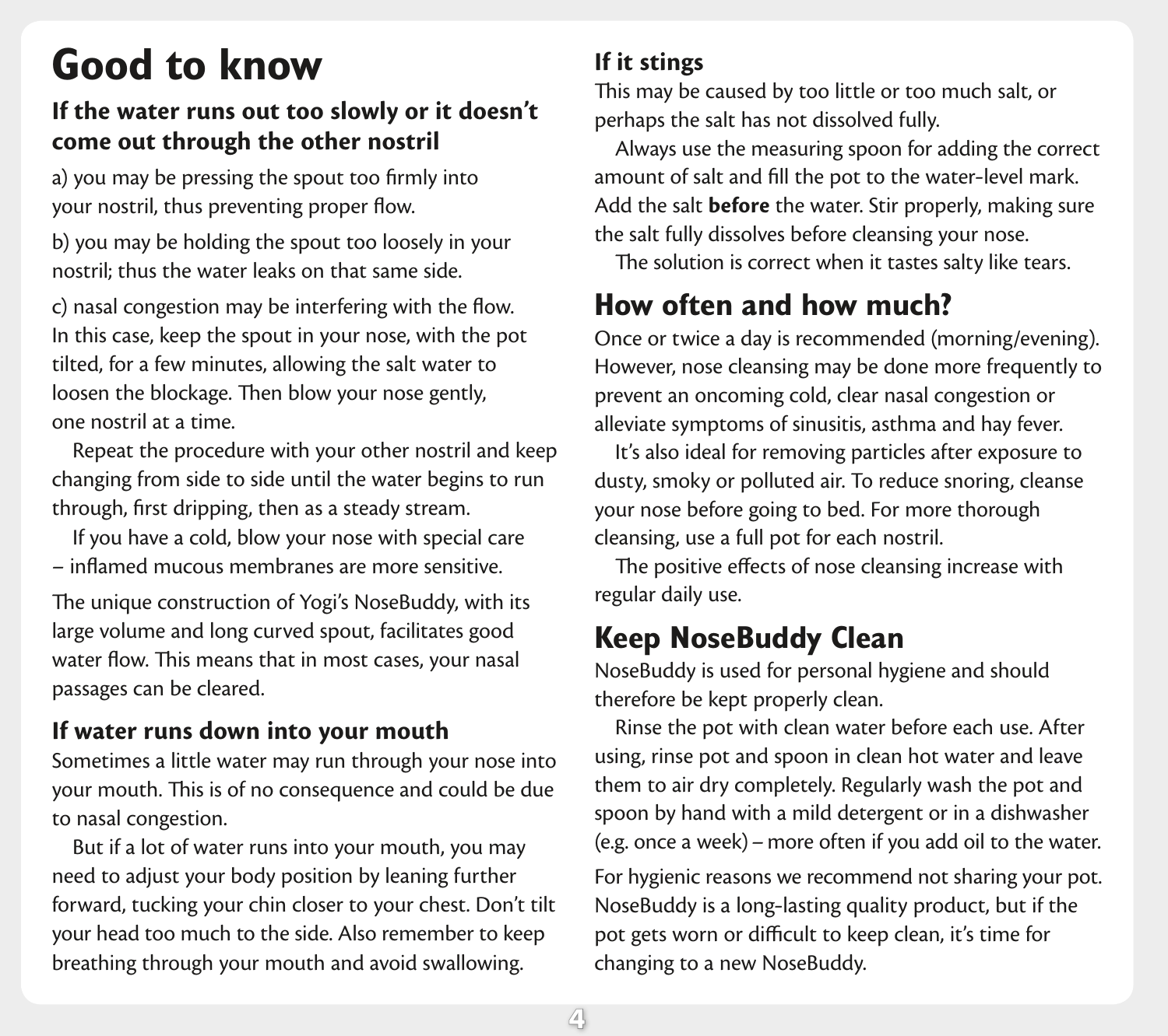# Good to know

### If the water runs out too slowly or it doesn't come out through the other nostril

a) you may be pressing the spout too firmly into your nostril, thus preventing proper flow.

b) you may be holding the spout too loosely in your nostril; thus the water leaks on that same side.

c) nasal congestion may be interfering with the flow. In this case, keep the spout in your nose, with the pot tilted, for a few minutes, allowing the salt water to loosen the blockage. Then blow your nose gently, one nostril at a time.

Repeat the procedure with your other nostril and keep changing from side to side until the water begins to run through, first dripping, then as a steady stream.

If you have a cold, blow your nose with special care – inflamed mucous membranes are more sensitive.

The unique construction of Yogi's NoseBuddy, with its large volume and long curved spout, facilitates good water flow. This means that in most cases, your nasal passages can be cleared.

### If water runs down into your mouth

Sometimes a little water may run through your nose into your mouth. This is of no consequence and could be due to nasal congestion.

But if a lot of water runs into your mouth, you may need to adjust your body position by leaning further forward, tucking your chin closer to your chest. Don't tilt your head too much to the side. Also remember to keep breathing through your mouth and avoid swallowing.

### If it stings

This may be caused by too little or too much salt, or perhaps the salt has not dissolved fully.

Always use the measuring spoon for adding the correct amount of salt and fill the pot to the water-level mark. Add the salt **before** the water. Stir properly, making sure the salt fully dissolves before cleansing your nose.

The solution is correct when it tastes salty like tears.

## How often and how much?

Once or twice a day is recommended (morning/evening). However, nose cleansing may be done more frequently to prevent an oncoming cold, clear nasal congestion or alleviate symptoms of sinusitis, asthma and hay fever.

It's also ideal for removing particles after exposure to dusty, smoky or polluted air. To reduce snoring, cleanse your nose before going to bed. For more thorough cleansing, use a full pot for each nostril.

The positive effects of nose cleansing increase with regular daily use.

## Keep NoseBuddy Clean

NoseBuddy is used for personal hygiene and should therefore be kept properly clean.

Rinse the pot with clean water before each use. After using, rinse pot and spoon in clean hot water and leave them to air dry completely. Regularly wash the pot and spoon by hand with a mild detergent or in a dishwasher (e.g. once a week) – more often if you add oil to the water.

For hygienic reasons we recommend not sharing your pot. NoseBuddy is a long-lasting quality product, but if the pot gets worn or difficult to keep clean, it's time for changing to a new NoseBuddy.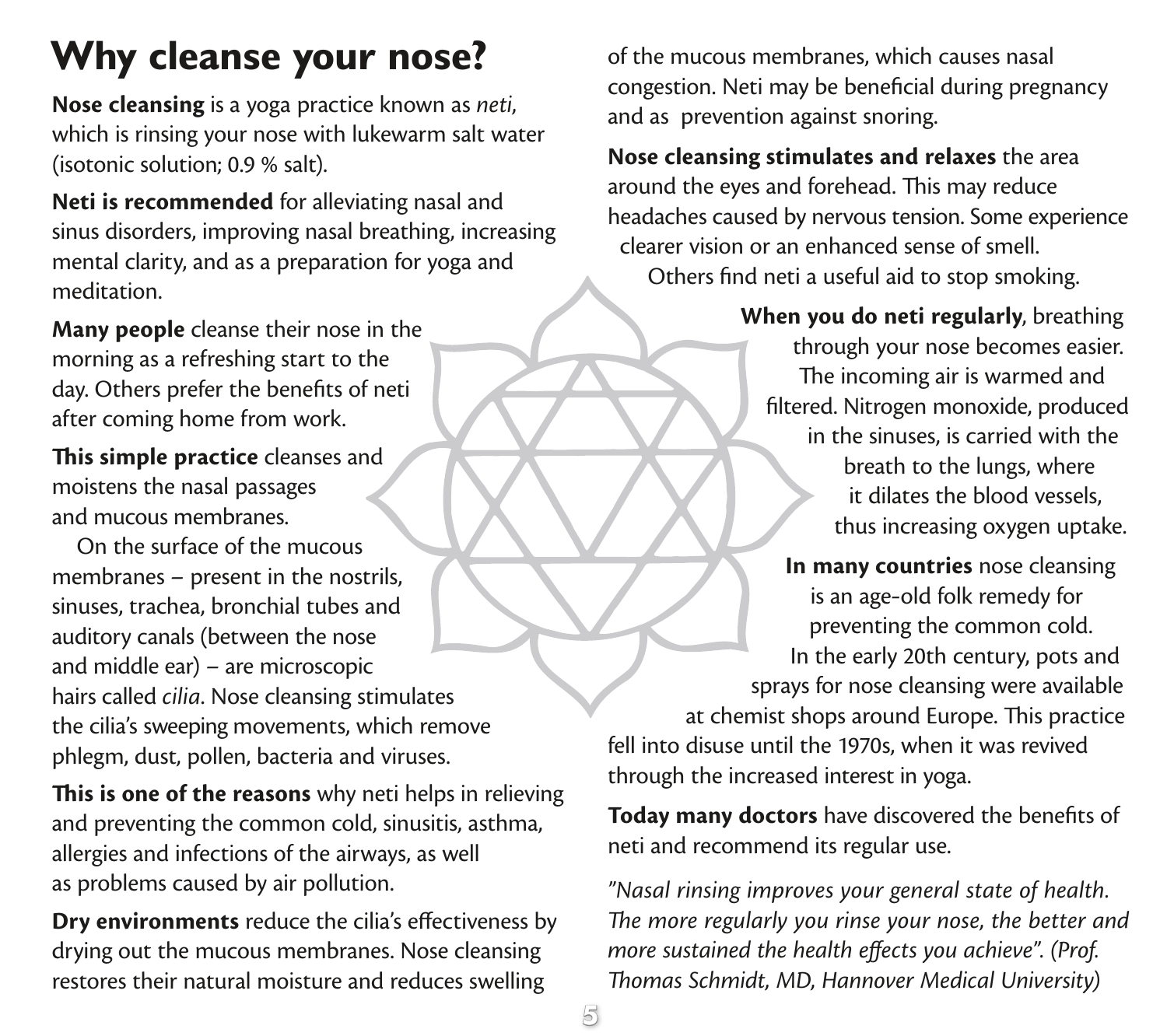# Why cleanse your nose?

**Nose cleansing** is a yoga practice known as *neti*, which is rinsing your nose with lukewarm salt water (isotonic solution; 0.9 % salt).

**Neti is recommended** for alleviating nasal and sinus disorders, improving nasal breathing, increasing mental clarity, and as a preparation for yoga and meditation.

**Many people** cleanse their nose in the morning as a refreshing start to the day. Others prefer the benefits of neti after coming home from work.

**This simple practice** cleanses and moistens the nasal passages and mucous membranes.

On the surface of the mucous membranes – present in the nostrils, sinuses, trachea, bronchial tubes and auditory canals (between the nose and middle ear) – are microscopic hairs called *cilia*. Nose cleansing stimulates the cilia's sweeping movements, which remove phlegm, dust, pollen, bacteria and viruses.

**This is one of the reasons** why neti helps in relieving and preventing the common cold, sinusitis, asthma, allergies and infections of the airways, as well as problems caused by air pollution.

**Dry environments** reduce the cilia's effectiveness by drying out the mucous membranes. Nose cleansing restores their natural moisture and reduces swelling of the mucous membranes, which causes nasal congestion. Neti may be beneficial during pregnancy and as prevention against snoring.

**Nose cleansing stimulates and relaxes** the area around the eyes and forehead. This may reduce headaches caused by nervous tension. Some experience clearer vision or an enhanced sense of smell. Others find neti a useful aid to stop smoking.

**When you do neti regularly**, breathing through your nose becomes easier. The incoming air is warmed and filtered. Nitrogen monoxide, produced in the sinuses, is carried with the breath to the lungs, where it dilates the blood vessels, thus increasing oxygen uptake.

**In many countries** nose cleansing is an age-old folk remedy for preventing the common cold. In the early 20th century, pots and sprays for nose cleansing were available at chemist shops around Europe. This practice fell into disuse until the 1970s, when it was revived through the increased interest in yoga.

**Today many doctors** have discovered the benefits of neti and recommend its regular use.

*"Nasal rinsing improves your general state of health. The more regularly you rinse your nose, the better and more sustained the health effects you achieve". (Prof. Thomas Schmidt, MD, Hannover Medical University)*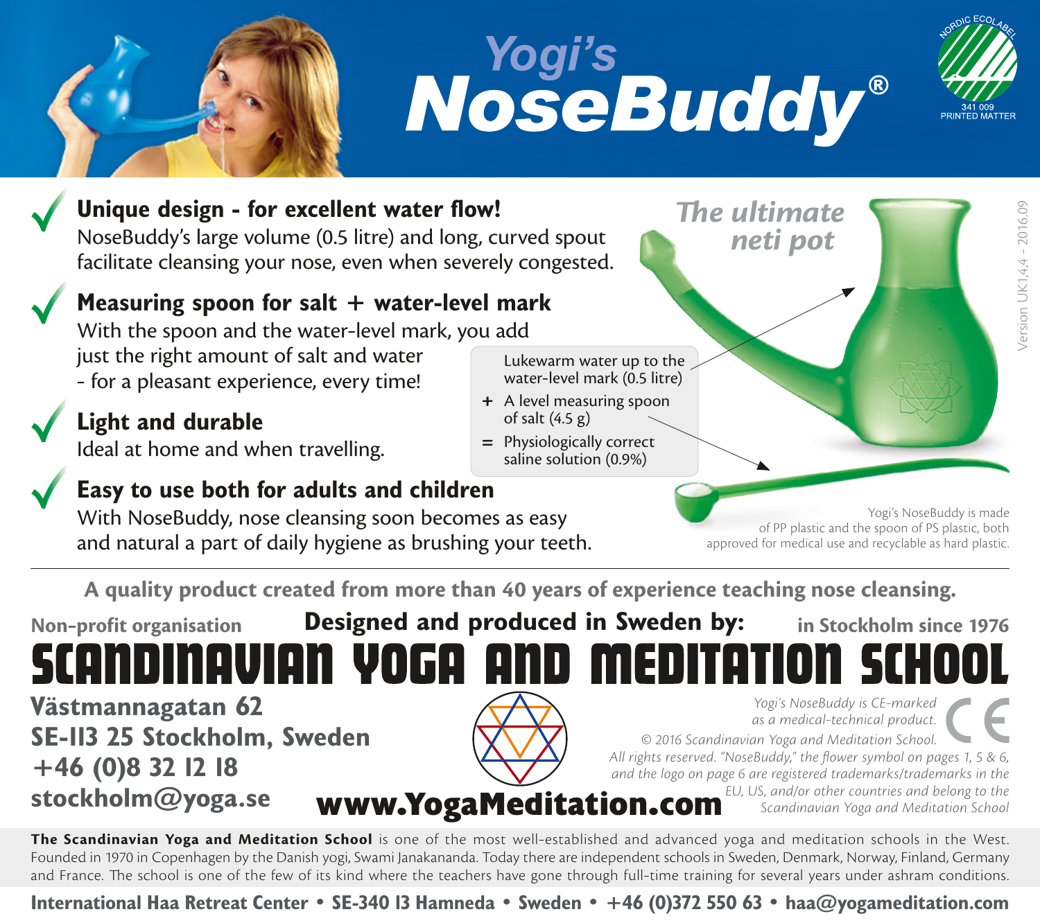# Yogi's NoseBuddy®

NORDIC ECOLABEL 341 009 PRINTED MATTER

Version UK1,4,4 - 2016.09

### Unique design - for excellent water flow!

NoseBuddy's large volume (0.5 litre) and long, curved spout facilitate cleansing your nose, even when severely congested.

### Measuring spoon for salt + water-level mark

With the spoon and the water-level mark, you add just the right amount of salt and water - for a pleasant experience, every time!

### Light and durable

Ideal at home and when travelling.

### Easy to use both for adults and children

With NoseBuddy, nose cleansing soon becomes as easy and natural a part of daily hygiene as brushing your teeth.

*The ultimate neti pot*

Lukewarm water up to the water-level mark (0.5 litre)
\+ A level measuring spoon of salt (4.5 g)
= Physiologically correct saline solution (0.9%)

Yogi's NoseBuddy is made of PP plastic and the spoon of PS plastic, both approved for medical use and recyclable as hard plastic.

---

**A quality product created from more than 40 years of experience teaching nose cleansing.**

**Non-profit organisation** **Designed and produced in Sweden by:** **in Stockholm since 1976**

# SCANDINAVIAN YOGA AND MEDITATION SCHOOL

**Västmannagatan 62**
**SE-113 25 Stockholm, Sweden**
**+46 (0)8 32 12 18**
**stockholm@yoga.se**

**www.YogaMeditation.com**

*Yogi's NoseBuddy is CE-marked as a medical-technical product.*

*© 2016 Scandinavian Yoga and Meditation School. All rights reserved. "NoseBuddy," the flower symbol on pages 1, 5 & 6, and the logo on page 6 are registered trademarks/trademarks in the EU, US, and/or other countries and belong to the Scandinavian Yoga and Meditation School*

**The Scandinavian Yoga and Meditation School** is one of the most well-established and advanced yoga and meditation schools in the West. Founded in 1970 in Copenhagen by the Danish yogi, Swami Janakananda. Today there are independent schools in Sweden, Denmark, Norway, Finland, Germany and France. The school is one of the few of its kind where the teachers have gone through full-time training for several years under ashram conditions.

**International Haa Retreat Center • SE-340 13 Hamneda • Sweden • +46 (0)372 550 63 • haa@yogameditation.com**